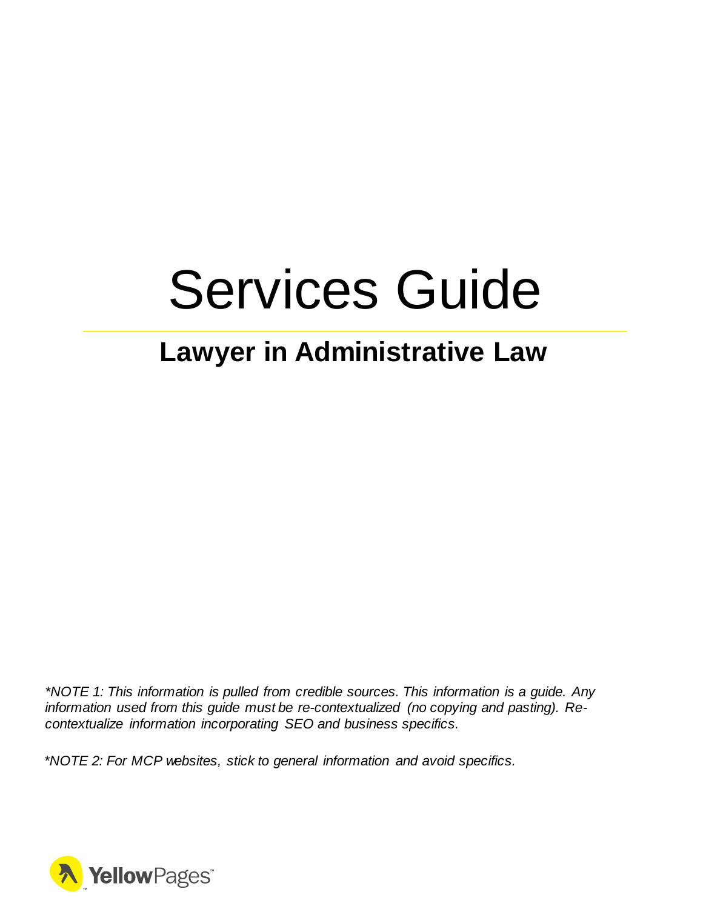# Services Guide

## Lawyer in Administrative Law

*\*NOTE 1: This information is pulled from credible sources. This information is a guide. Any information used from this guide must be re-contextualized (no copying and pasting). Re-contextualize information incorporating SEO and business specifics.*

*\*NOTE 2: For MCP websites, stick to general information and avoid specifics.*

YellowPages™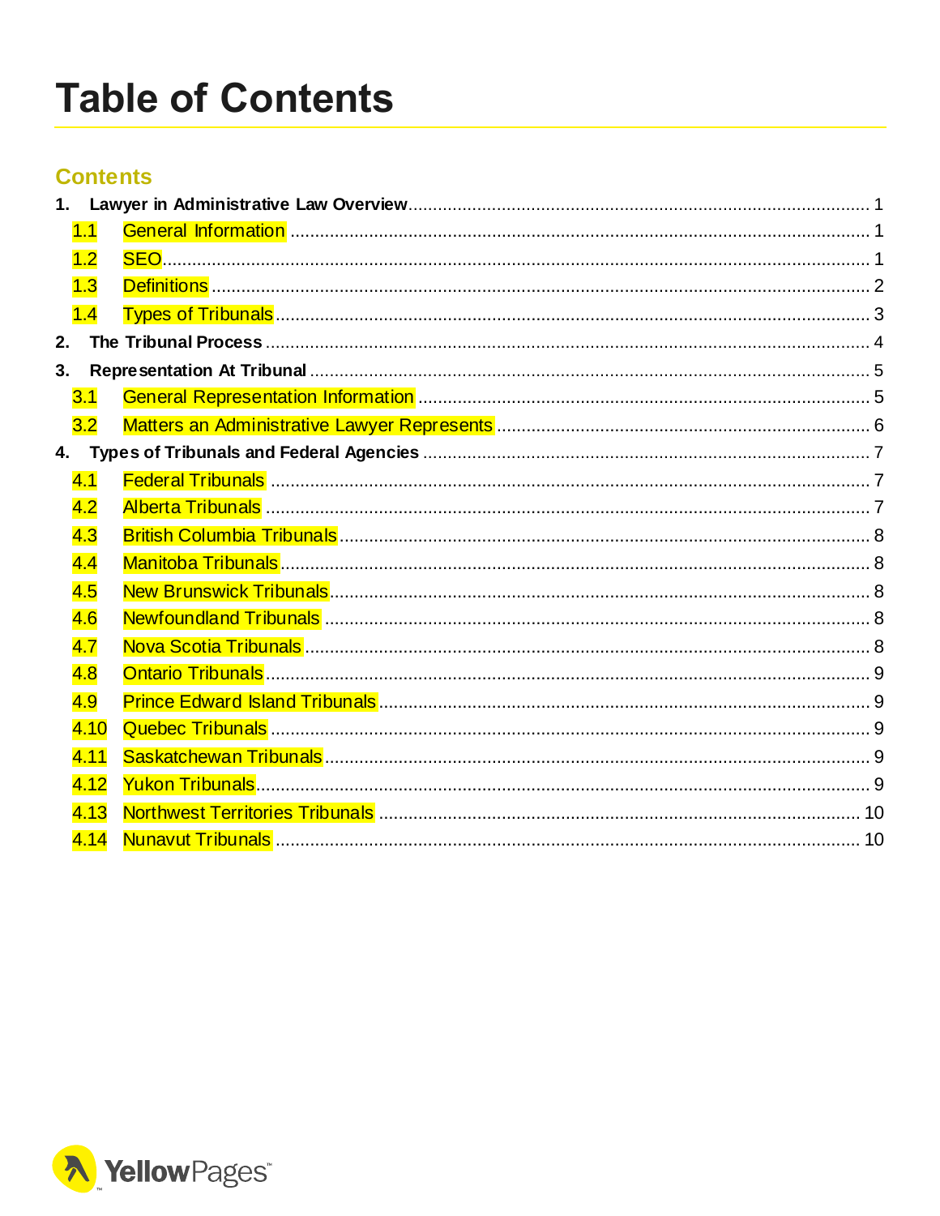# Table of Contents

## Contents

1. **Lawyer in Administrative Law Overview** ..... 1
   - 1.1 General Information ..... 1
   - 1.2 SEO ..... 1
   - 1.3 Definitions ..... 2
   - 1.4 Types of Tribunals ..... 3
2. **The Tribunal Process** ..... 4
3. **Representation At Tribunal** ..... 5
   - 3.1 General Representation Information ..... 5
   - 3.2 Matters an Administrative Lawyer Represents ..... 6
4. **Types of Tribunals and Federal Agencies** ..... 7
   - 4.1 Federal Tribunals ..... 7
   - 4.2 Alberta Tribunals ..... 7
   - 4.3 British Columbia Tribunals ..... 8
   - 4.4 Manitoba Tribunals ..... 8
   - 4.5 New Brunswick Tribunals ..... 8
   - 4.6 Newfoundland Tribunals ..... 8
   - 4.7 Nova Scotia Tribunals ..... 8
   - 4.8 Ontario Tribunals ..... 9
   - 4.9 Prince Edward Island Tribunals ..... 9
   - 4.10 Quebec Tribunals ..... 9
   - 4.11 Saskatchewan Tribunals ..... 9
   - 4.12 Yukon Tribunals ..... 9
   - 4.13 Northwest Territories Tribunals ..... 10
   - 4.14 Nunavut Tribunals ..... 10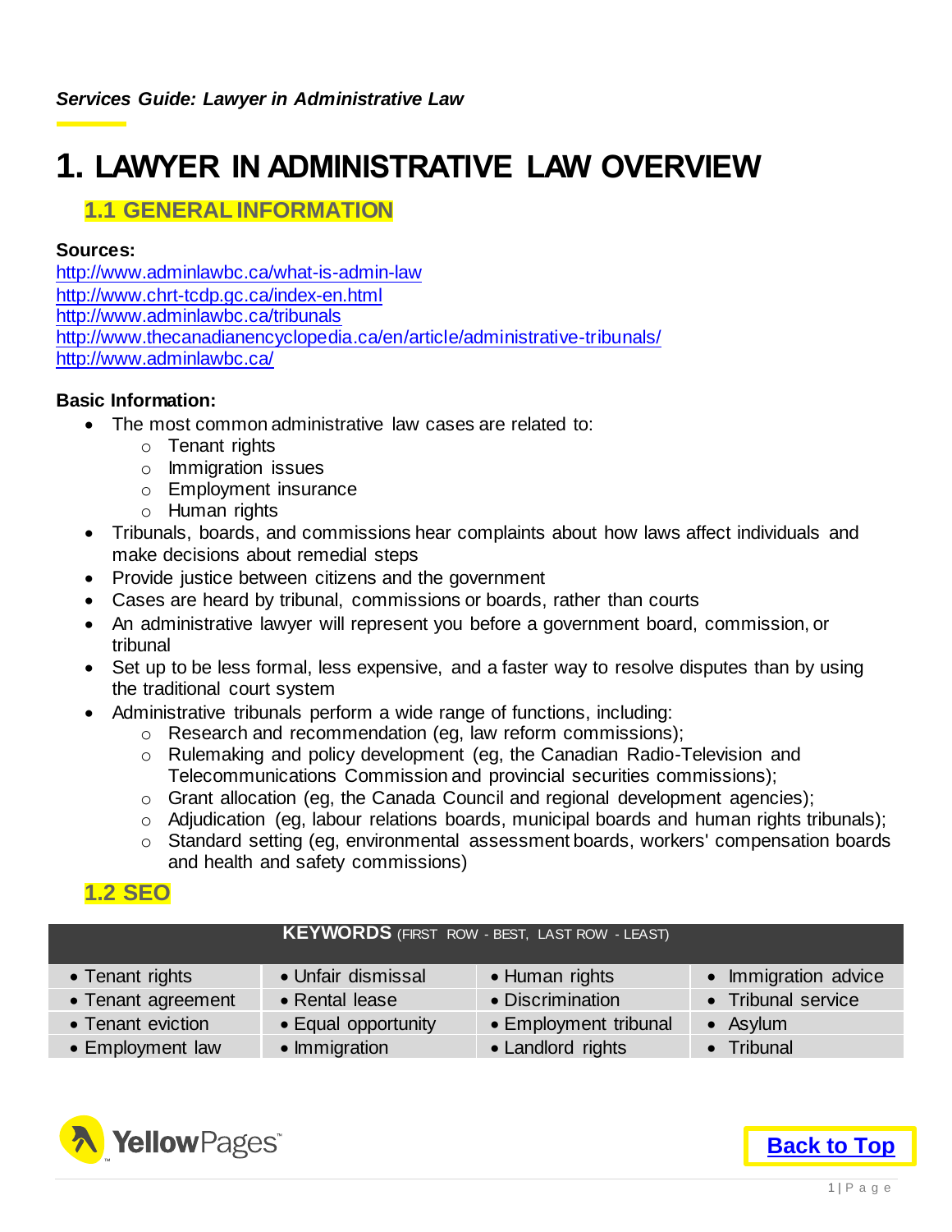# 1. LAWYER IN ADMINISTRATIVE LAW OVERVIEW

## 1.1 GENERAL INFORMATION

**Sources:**
http://www.adminlawbc.ca/what-is-admin-law
http://www.chrt-tcdp.gc.ca/index-en.html
http://www.adminlawbc.ca/tribunals
http://www.thecanadianencyclopedia.ca/en/article/administrative-tribunals/
http://www.adminlawbc.ca/

**Basic Information:**

- The most common administrative law cases are related to:
  - Tenant rights
  - Immigration issues
  - Employment insurance
  - Human rights
- Tribunals, boards, and commissions hear complaints about how laws affect individuals and make decisions about remedial steps
- Provide justice between citizens and the government
- Cases are heard by tribunal, commissions or boards, rather than courts
- An administrative lawyer will represent you before a government board, commission, or tribunal
- Set up to be less formal, less expensive, and a faster way to resolve disputes than by using the traditional court system
- Administrative tribunals perform a wide range of functions, including:
  - Research and recommendation (eg, law reform commissions);
  - Rulemaking and policy development (eg, the Canadian Radio-Television and Telecommunications Commission and provincial securities commissions);
  - Grant allocation (eg, the Canada Council and regional development agencies);
  - Adjudication (eg, labour relations boards, municipal boards and human rights tribunals);
  - Standard setting (eg, environmental assessment boards, workers' compensation boards and health and safety commissions)

## 1.2 SEO

| **KEYWORDS** (FIRST ROW - BEST, LAST ROW - LEAST) | | | |
|---|---|---|---|
| • Tenant rights | • Unfair dismissal | • Human rights | • Immigration advice |
| • Tenant agreement | • Rental lease | • Discrimination | • Tribunal service |
| • Tenant eviction | • Equal opportunity | • Employment tribunal | • Asylum |
| • Employment law | • Immigration | • Landlord rights | • Tribunal |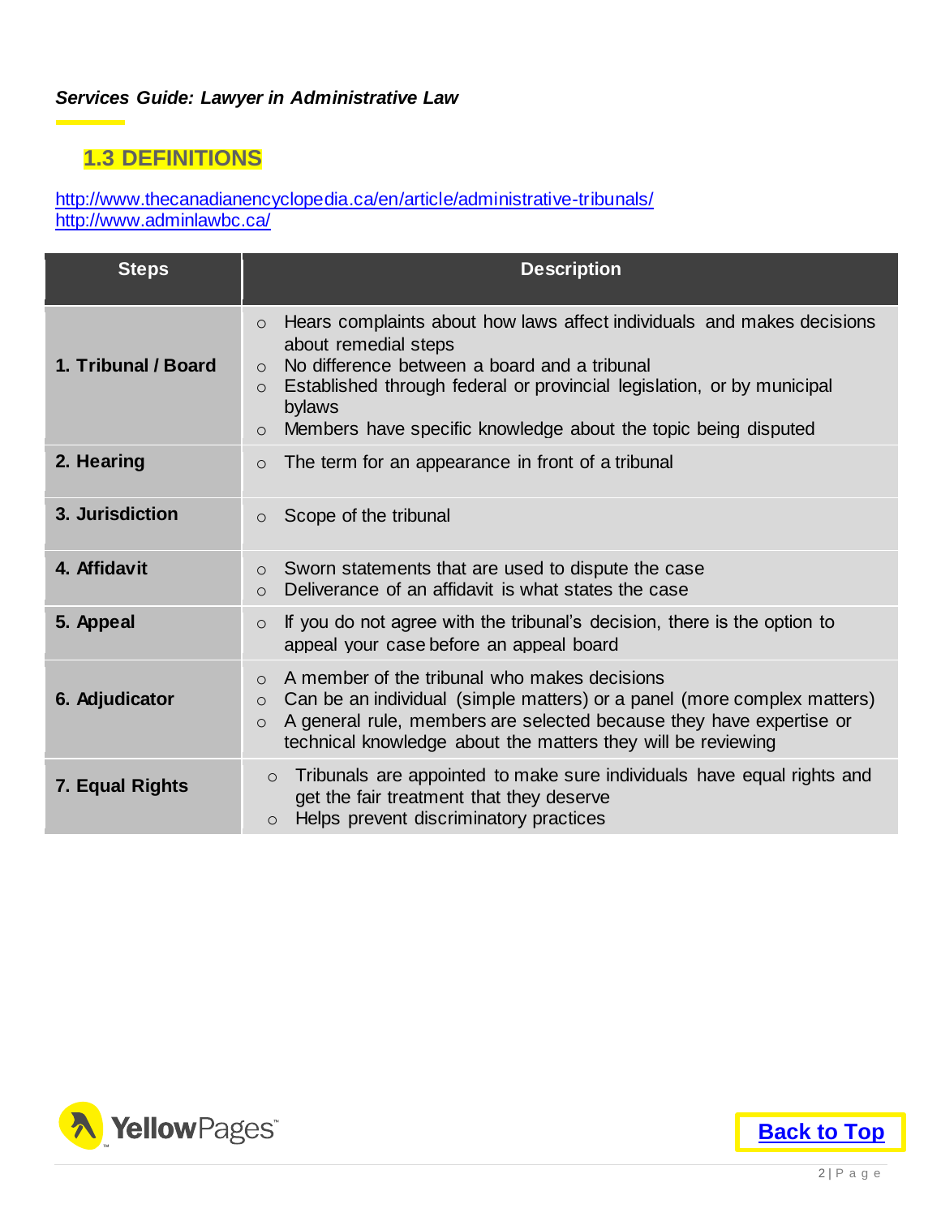## 1.3 DEFINITIONS

http://www.thecanadianencyclopedia.ca/en/article/administrative-tribunals/
http://www.adminlawbc.ca/

| Steps | Description |
|---|---|
| **1. Tribunal / Board** | ○ Hears complaints about how laws affect individuals and makes decisions about remedial steps<br>○ No difference between a board and a tribunal<br>○ Established through federal or provincial legislation, or by municipal bylaws<br>○ Members have specific knowledge about the topic being disputed |
| **2. Hearing** | ○ The term for an appearance in front of a tribunal |
| **3. Jurisdiction** | ○ Scope of the tribunal |
| **4. Affidavit** | ○ Sworn statements that are used to dispute the case<br>○ Deliverance of an affidavit is what states the case |
| **5. Appeal** | ○ If you do not agree with the tribunal's decision, there is the option to appeal your case before an appeal board |
| **6. Adjudicator** | ○ A member of the tribunal who makes decisions<br>○ Can be an individual (simple matters) or a panel (more complex matters)<br>○ A general rule, members are selected because they have expertise or technical knowledge about the matters they will be reviewing |
| **7. Equal Rights** | ○ Tribunals are appointed to make sure individuals have equal rights and get the fair treatment that they deserve<br>○ Helps prevent discriminatory practices |

Back to Top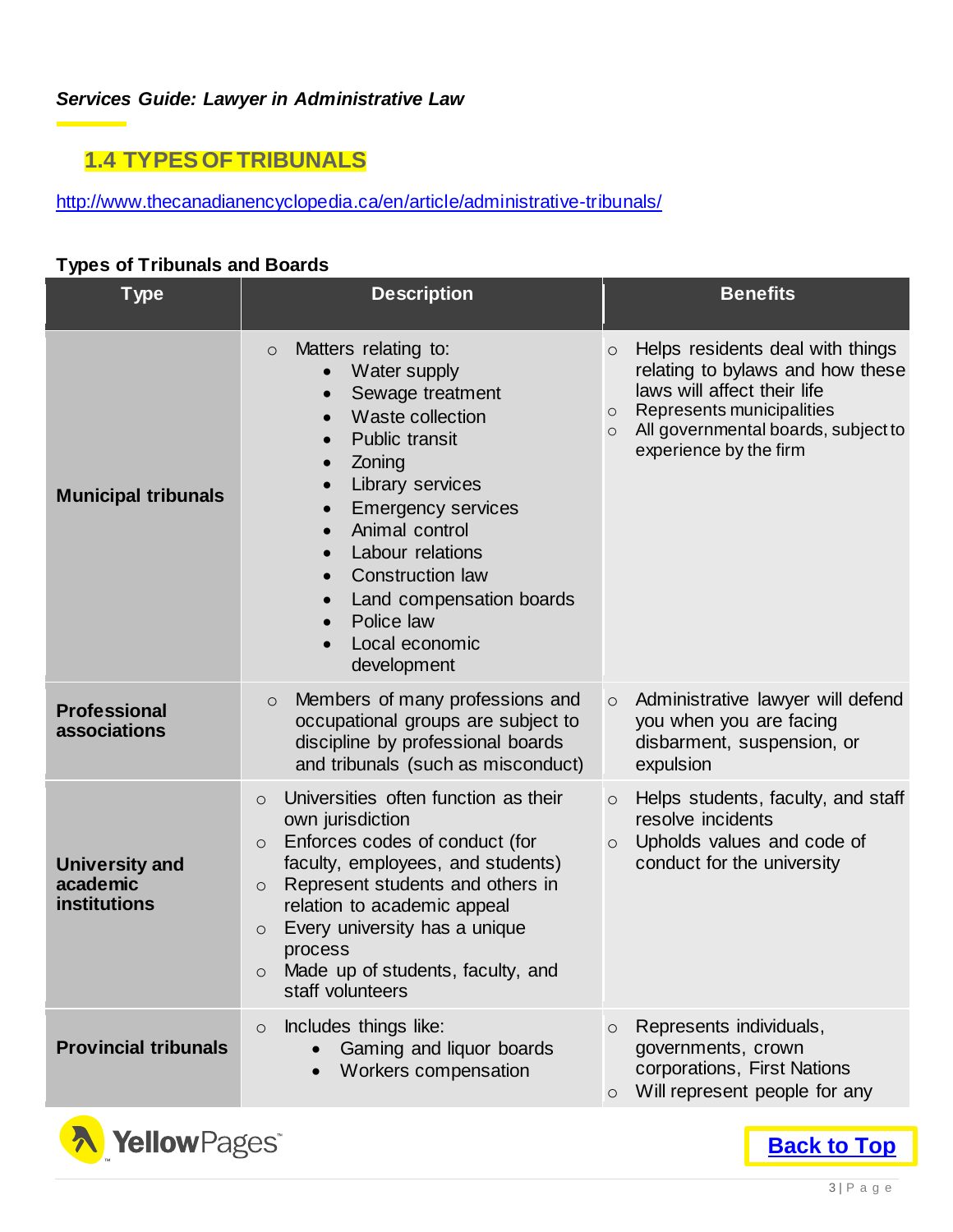*Services Guide: Lawyer in Administrative Law*

## 1.4 TYPES OF TRIBUNALS

http://www.thecanadianencyclopedia.ca/en/article/administrative-tribunals/

**Types of Tribunals and Boards**

| Type | Description | Benefits |
|---|---|---|
| **Municipal tribunals** | ○ Matters relating to:<br>• Water supply<br>• Sewage treatment<br>• Waste collection<br>• Public transit<br>• Zoning<br>• Library services<br>• Emergency services<br>• Animal control<br>• Labour relations<br>• Construction law<br>• Land compensation boards<br>• Police law<br>• Local economic development | ○ Helps residents deal with things relating to bylaws and how these laws will affect their life<br>○ Represents municipalities<br>○ All governmental boards, subject to experience by the firm |
| **Professional associations** | ○ Members of many professions and occupational groups are subject to discipline by professional boards and tribunals (such as misconduct) | ○ Administrative lawyer will defend you when you are facing disbarment, suspension, or expulsion |
| **University and academic institutions** | ○ Universities often function as their own jurisdiction<br>○ Enforces codes of conduct (for faculty, employees, and students)<br>○ Represent students and others in relation to academic appeal<br>○ Every university has a unique process<br>○ Made up of students, faculty, and staff volunteers | ○ Helps students, faculty, and staff resolve incidents<br>○ Upholds values and code of conduct for the university |
| **Provincial tribunals** | ○ Includes things like:<br>• Gaming and liquor boards<br>• Workers compensation | ○ Represents individuals, governments, crown corporations, First Nations<br>○ Will represent people for any |

Back to Top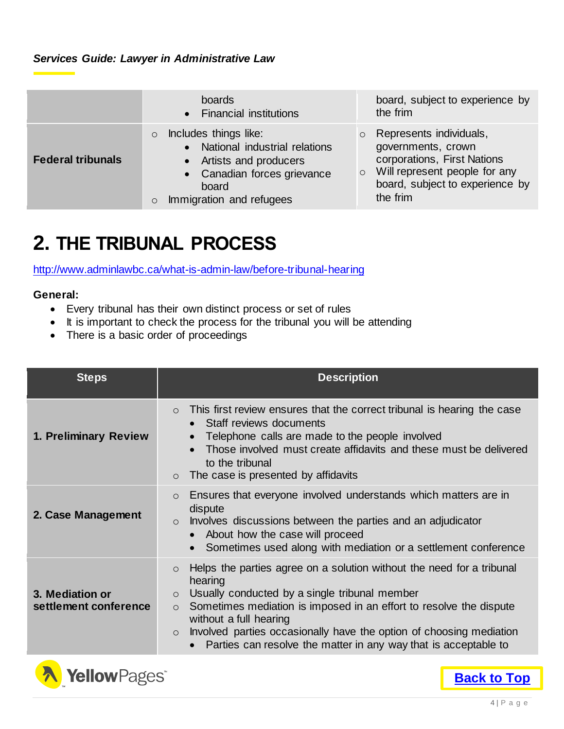| | | |
|---|---|---|
| | boards<br>• Financial institutions | board, subject to experience by the frim |
| **Federal tribunals** | ○ Includes things like:<br>• National industrial relations<br>• Artists and producers<br>• Canadian forces grievance board<br>○ Immigration and refugees | ○ Represents individuals, governments, crown corporations, First Nations<br>○ Will represent people for any board, subject to experience by the frim |

# 2. THE TRIBUNAL PROCESS

http://www.adminlawbc.ca/what-is-admin-law/before-tribunal-hearing

**General:**

- Every tribunal has their own distinct process or set of rules
- It is important to check the process for the tribunal you will be attending
- There is a basic order of proceedings

| Steps | Description |
|---|---|
| **1. Preliminary Review** | ○ This first review ensures that the correct tribunal is hearing the case<br>• Staff reviews documents<br>• Telephone calls are made to the people involved<br>• Those involved must create affidavits and these must be delivered to the tribunal<br>○ The case is presented by affidavits |
| **2. Case Management** | ○ Ensures that everyone involved understands which matters are in dispute<br>○ Involves discussions between the parties and an adjudicator<br>• About how the case will proceed<br>• Sometimes used along with mediation or a settlement conference |
| **3. Mediation or settlement conference** | ○ Helps the parties agree on a solution without the need for a tribunal hearing<br>○ Usually conducted by a single tribunal member<br>○ Sometimes mediation is imposed in an effort to resolve the dispute without a full hearing<br>○ Involved parties occasionally have the option of choosing mediation<br>• Parties can resolve the matter in any way that is acceptable to |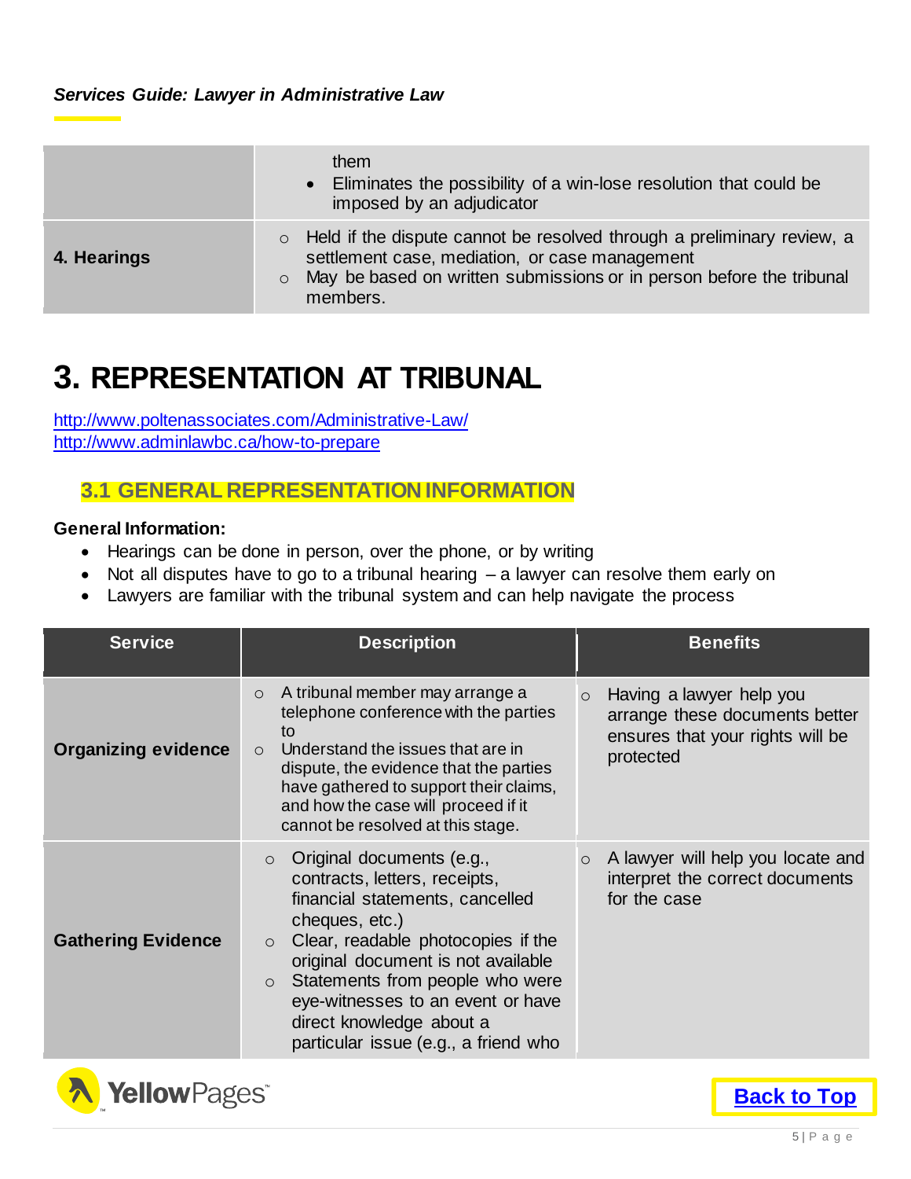| | |
|---|---|
| | them<br>• Eliminates the possibility of a win-lose resolution that could be imposed by an adjudicator |
| **4. Hearings** | ○ Held if the dispute cannot be resolved through a preliminary review, a settlement case, mediation, or case management<br>○ May be based on written submissions or in person before the tribunal members. |

# 3. REPRESENTATION AT TRIBUNAL

http://www.poltenassociates.com/Administrative-Law/
http://www.adminlawbc.ca/how-to-prepare

## 3.1 GENERAL REPRESENTATION INFORMATION

**General Information:**

- Hearings can be done in person, over the phone, or by writing
- Not all disputes have to go to a tribunal hearing – a lawyer can resolve them early on
- Lawyers are familiar with the tribunal system and can help navigate the process

| Service | Description | Benefits |
|---|---|---|
| **Organizing evidence** | ○ A tribunal member may arrange a telephone conference with the parties to<br>○ Understand the issues that are in dispute, the evidence that the parties have gathered to support their claims, and how the case will proceed if it cannot be resolved at this stage. | ○ Having a lawyer help you arrange these documents better ensures that your rights will be protected |
| **Gathering Evidence** | ○ Original documents (e.g., contracts, letters, receipts, financial statements, cancelled cheques, etc.)<br>○ Clear, readable photocopies if the original document is not available<br>○ Statements from people who were eye-witnesses to an event or have direct knowledge about a particular issue (e.g., a friend who | ○ A lawyer will help you locate and interpret the correct documents for the case |

Back to Top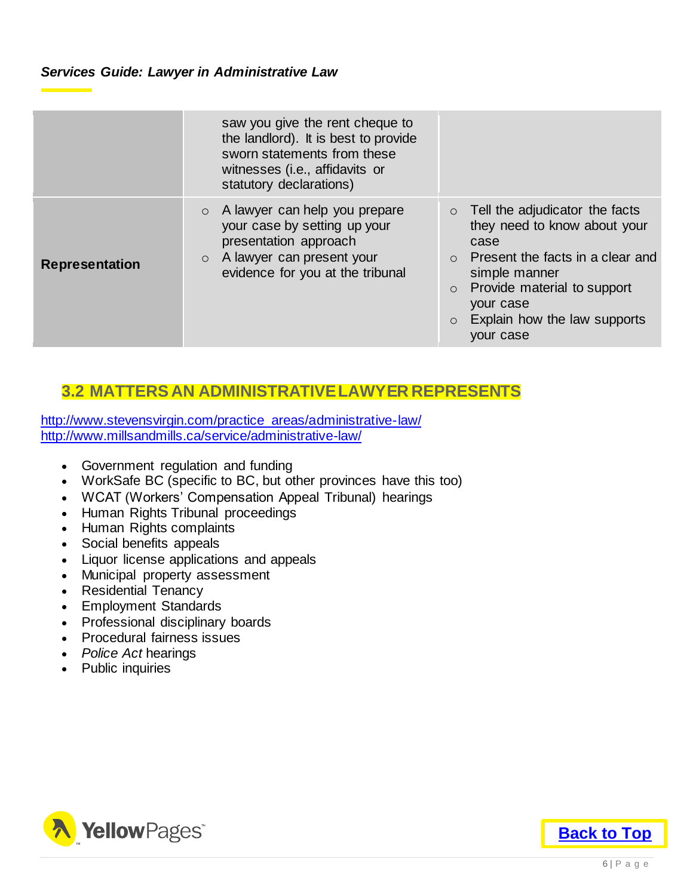| | | |
|---|---|---|
| | saw you give the rent cheque to the landlord). It is best to provide sworn statements from these witnesses (i.e., affidavits or statutory declarations) | |
| **Representation** | ○ A lawyer can help you prepare your case by setting up your presentation approach<br>○ A lawyer can present your evidence for you at the tribunal | ○ Tell the adjudicator the facts they need to know about your case<br>○ Present the facts in a clear and simple manner<br>○ Provide material to support your case<br>○ Explain how the law supports your case |

## 3.2 MATTERS AN ADMINISTRATIVE LAWYER REPRESENTS

http://www.stevensvirgin.com/practice_areas/administrative-law/
http://www.millsandmills.ca/service/administrative-law/

- Government regulation and funding
- WorkSafe BC (specific to BC, but other provinces have this too)
- WCAT (Workers' Compensation Appeal Tribunal) hearings
- Human Rights Tribunal proceedings
- Human Rights complaints
- Social benefits appeals
- Liquor license applications and appeals
- Municipal property assessment
- Residential Tenancy
- Employment Standards
- Professional disciplinary boards
- Procedural fairness issues
- *Police Act* hearings
- Public inquiries

**Back to Top**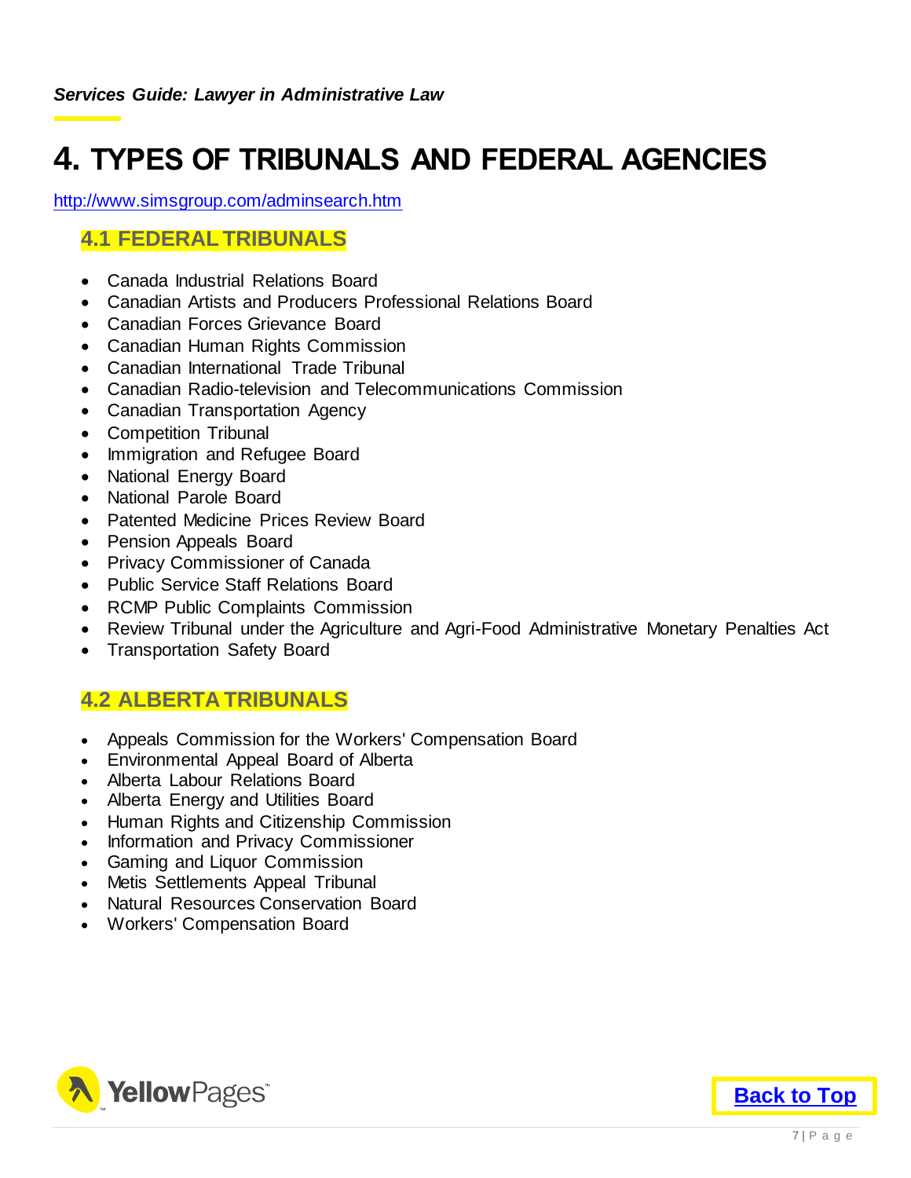# 4. TYPES OF TRIBUNALS AND FEDERAL AGENCIES

http://www.simsgroup.com/adminsearch.htm

## 4.1 FEDERAL TRIBUNALS

- Canada Industrial Relations Board
- Canadian Artists and Producers Professional Relations Board
- Canadian Forces Grievance Board
- Canadian Human Rights Commission
- Canadian International Trade Tribunal
- Canadian Radio-television and Telecommunications Commission
- Canadian Transportation Agency
- Competition Tribunal
- Immigration and Refugee Board
- National Energy Board
- National Parole Board
- Patented Medicine Prices Review Board
- Pension Appeals Board
- Privacy Commissioner of Canada
- Public Service Staff Relations Board
- RCMP Public Complaints Commission
- Review Tribunal under the Agriculture and Agri-Food Administrative Monetary Penalties Act
- Transportation Safety Board

## 4.2 ALBERTA TRIBUNALS

- Appeals Commission for the Workers' Compensation Board
- Environmental Appeal Board of Alberta
- Alberta Labour Relations Board
- Alberta Energy and Utilities Board
- Human Rights and Citizenship Commission
- Information and Privacy Commissioner
- Gaming and Liquor Commission
- Metis Settlements Appeal Tribunal
- Natural Resources Conservation Board
- Workers' Compensation Board

Back to Top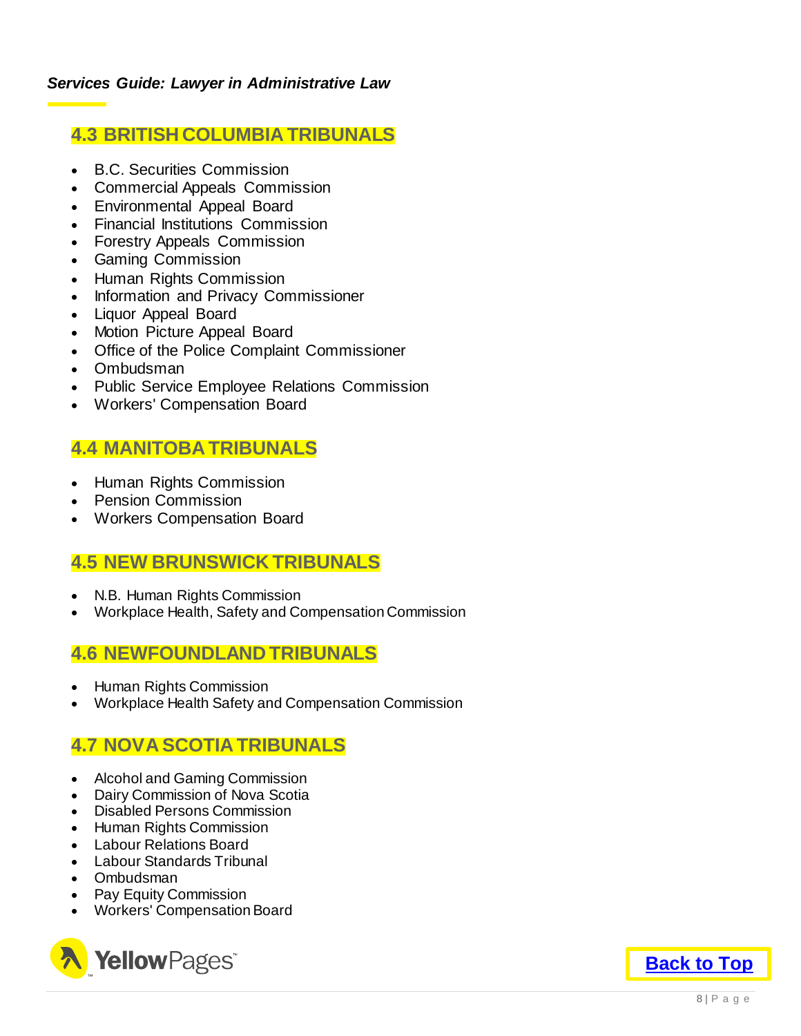## 4.3 BRITISH COLUMBIA TRIBUNALS

- B.C. Securities Commission
- Commercial Appeals Commission
- Environmental Appeal Board
- Financial Institutions Commission
- Forestry Appeals Commission
- Gaming Commission
- Human Rights Commission
- Information and Privacy Commissioner
- Liquor Appeal Board
- Motion Picture Appeal Board
- Office of the Police Complaint Commissioner
- Ombudsman
- Public Service Employee Relations Commission
- Workers' Compensation Board

## 4.4 MANITOBA TRIBUNALS

- Human Rights Commission
- Pension Commission
- Workers Compensation Board

## 4.5 NEW BRUNSWICK TRIBUNALS

- N.B. Human Rights Commission
- Workplace Health, Safety and Compensation Commission

## 4.6 NEWFOUNDLAND TRIBUNALS

- Human Rights Commission
- Workplace Health Safety and Compensation Commission

## 4.7 NOVA SCOTIA TRIBUNALS

- Alcohol and Gaming Commission
- Dairy Commission of Nova Scotia
- Disabled Persons Commission
- Human Rights Commission
- Labour Relations Board
- Labour Standards Tribunal
- Ombudsman
- Pay Equity Commission
- Workers' Compensation Board

Back to Top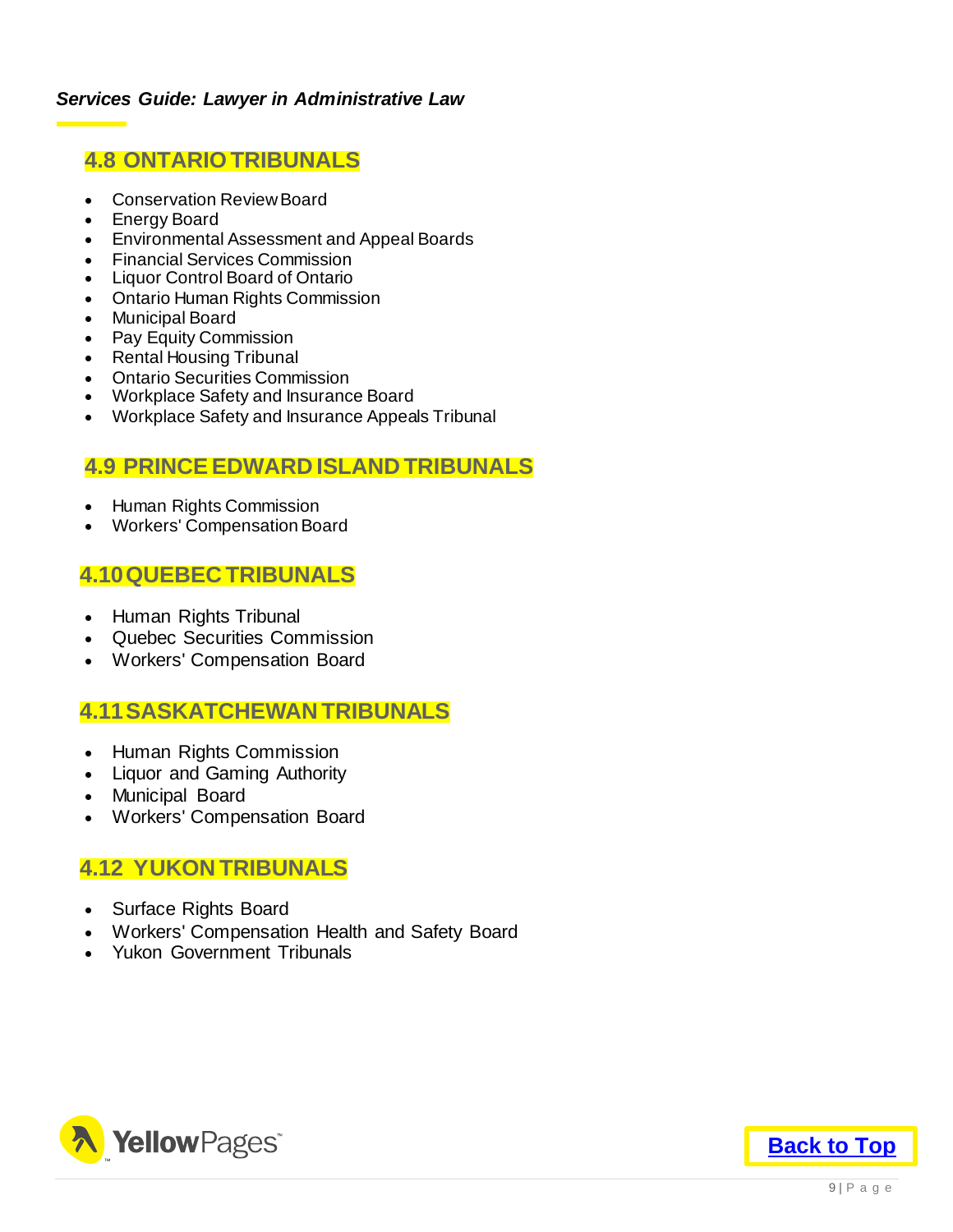## 4.8 ONTARIO TRIBUNALS

- Conservation Review Board
- Energy Board
- Environmental Assessment and Appeal Boards
- Financial Services Commission
- Liquor Control Board of Ontario
- Ontario Human Rights Commission
- Municipal Board
- Pay Equity Commission
- Rental Housing Tribunal
- Ontario Securities Commission
- Workplace Safety and Insurance Board
- Workplace Safety and Insurance Appeals Tribunal

## 4.9 PRINCE EDWARD ISLAND TRIBUNALS

- Human Rights Commission
- Workers' Compensation Board

## 4.10 QUEBEC TRIBUNALS

- Human Rights Tribunal
- Quebec Securities Commission
- Workers' Compensation Board

## 4.11 SASKATCHEWAN TRIBUNALS

- Human Rights Commission
- Liquor and Gaming Authority
- Municipal Board
- Workers' Compensation Board

## 4.12 YUKON TRIBUNALS

- Surface Rights Board
- Workers' Compensation Health and Safety Board
- Yukon Government Tribunals

Back to Top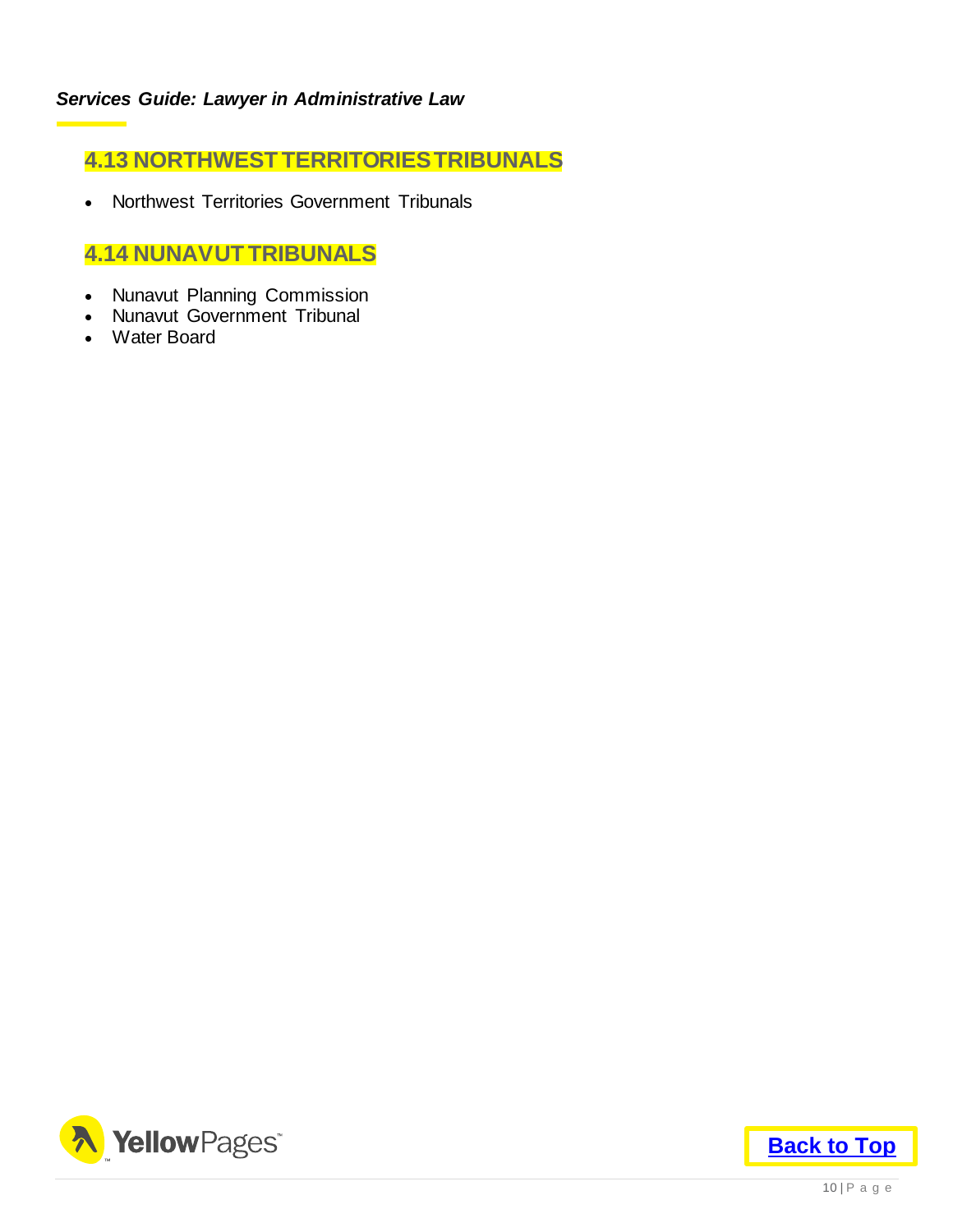## 4.13 NORTHWEST TERRITORIES TRIBUNALS

- Northwest Territories Government Tribunals

## 4.14 NUNAVUT TRIBUNALS

- Nunavut Planning Commission
- Nunavut Government Tribunal
- Water Board

Back to Top